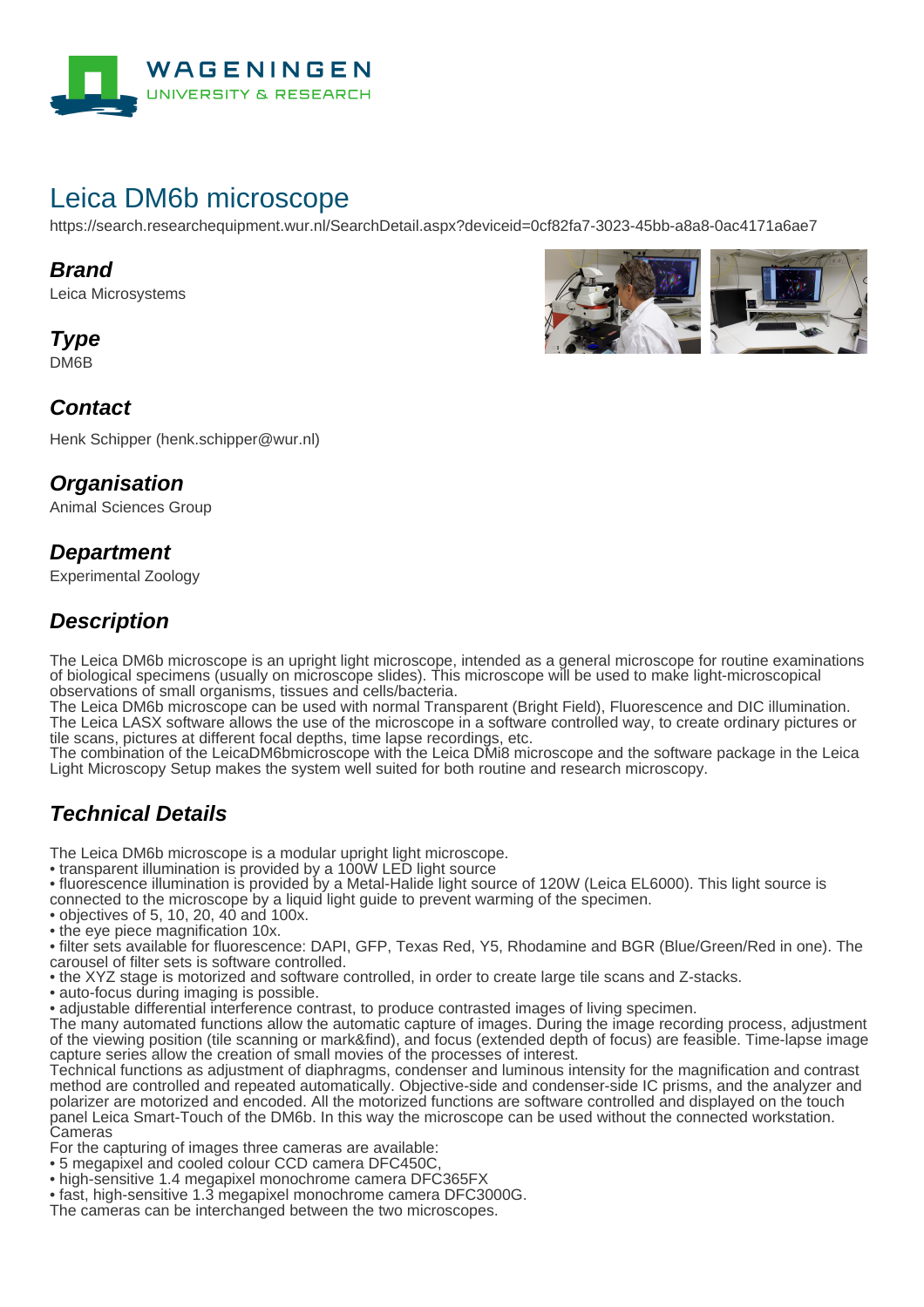# Leica DM6b microscope

https://search.researchequipment.wur.nl/SearchDetail.aspx?deviceid=0cf82fa7-3023-45bb-a8a8-0ac4171a6ae7

## Brand

Leica Microsystems

## Type

DM6B

## Contact

Henk Schipper (henk.schipper@wur.nl)

## Organisation

Animal Sciences Group

## Department

Experimental Zoology

## Description

The Leica DM6b microscope is an upright light microscope, intended as a general microscope for routine examinations of biological specimens (usually on microscope slides). This microscope will be used to make light-microscopical observations of small organisms, tissues and cells/bacteria.
The Leica DM6b microscope can be used with normal Transparent (Bright Field), Fluorescence and DIC illumination. The Leica LASX software allows the use of the microscope in a software controlled way, to create ordinary pictures or tile scans, pictures at different focal depths, time lapse recordings, etc.
The combination of the LeicaDM6bmicroscope with the Leica DMi8 microscope and the software package in the Leica Light Microscopy Setup makes the system well suited for both routine and research microscopy.

## Technical Details

The Leica DM6b microscope is a modular upright light microscope.

- transparent illumination is provided by a 100W LED light source
- fluorescence illumination is provided by a Metal-Halide light source of 120W (Leica EL6000). This light source is connected to the microscope by a liquid light guide to prevent warming of the specimen.
- objectives of 5, 10, 20, 40 and 100x.
- the eye piece magnification 10x.
- filter sets available for fluorescence: DAPI, GFP, Texas Red, Y5, Rhodamine and BGR (Blue/Green/Red in one). The carousel of filter sets is software controlled.
- the XYZ stage is motorized and software controlled, in order to create large tile scans and Z-stacks.
- auto-focus during imaging is possible.
- adjustable differential interference contrast, to produce contrasted images of living specimen.

The many automated functions allow the automatic capture of images. During the image recording process, adjustment of the viewing position (tile scanning or mark&find), and focus (extended depth of focus) are feasible. Time-lapse image capture series allow the creation of small movies of the processes of interest.
Technical functions as adjustment of diaphragms, condenser and luminous intensity for the magnification and contrast method are controlled and repeated automatically. Objective-side and condenser-side IC prisms, and the analyzer and polarizer are motorized and encoded. All the motorized functions are software controlled and displayed on the touch panel Leica Smart-Touch of the DM6b. In this way the microscope can be used without the connected workstation.
Cameras
For the capturing of images three cameras are available:

- 5 megapixel and cooled colour CCD camera DFC450C,
- high-sensitive 1.4 megapixel monochrome camera DFC365FX
- fast, high-sensitive 1.3 megapixel monochrome camera DFC3000G.

The cameras can be interchanged between the two microscopes.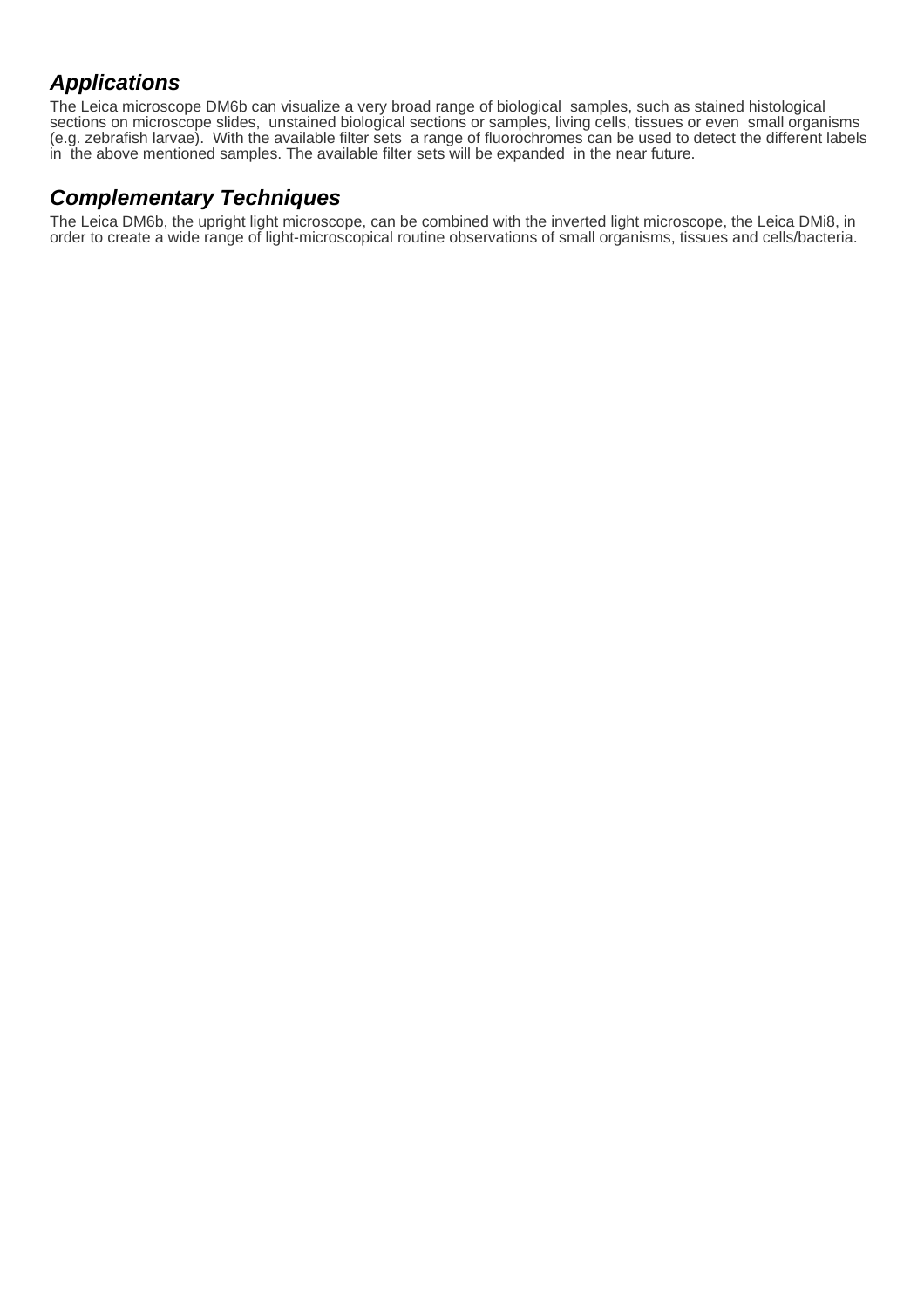## ***Applications***

The Leica microscope DM6b can visualize a very broad range of biological samples, such as stained histological sections on microscope slides, unstained biological sections or samples, living cells, tissues or even small organisms (e.g. zebrafish larvae). With the available filter sets a range of fluorochromes can be used to detect the different labels in the above mentioned samples. The available filter sets will be expanded in the near future.

## ***Complementary Techniques***

The Leica DM6b, the upright light microscope, can be combined with the inverted light microscope, the Leica DMi8, in order to create a wide range of light-microscopical routine observations of small organisms, tissues and cells/bacteria.